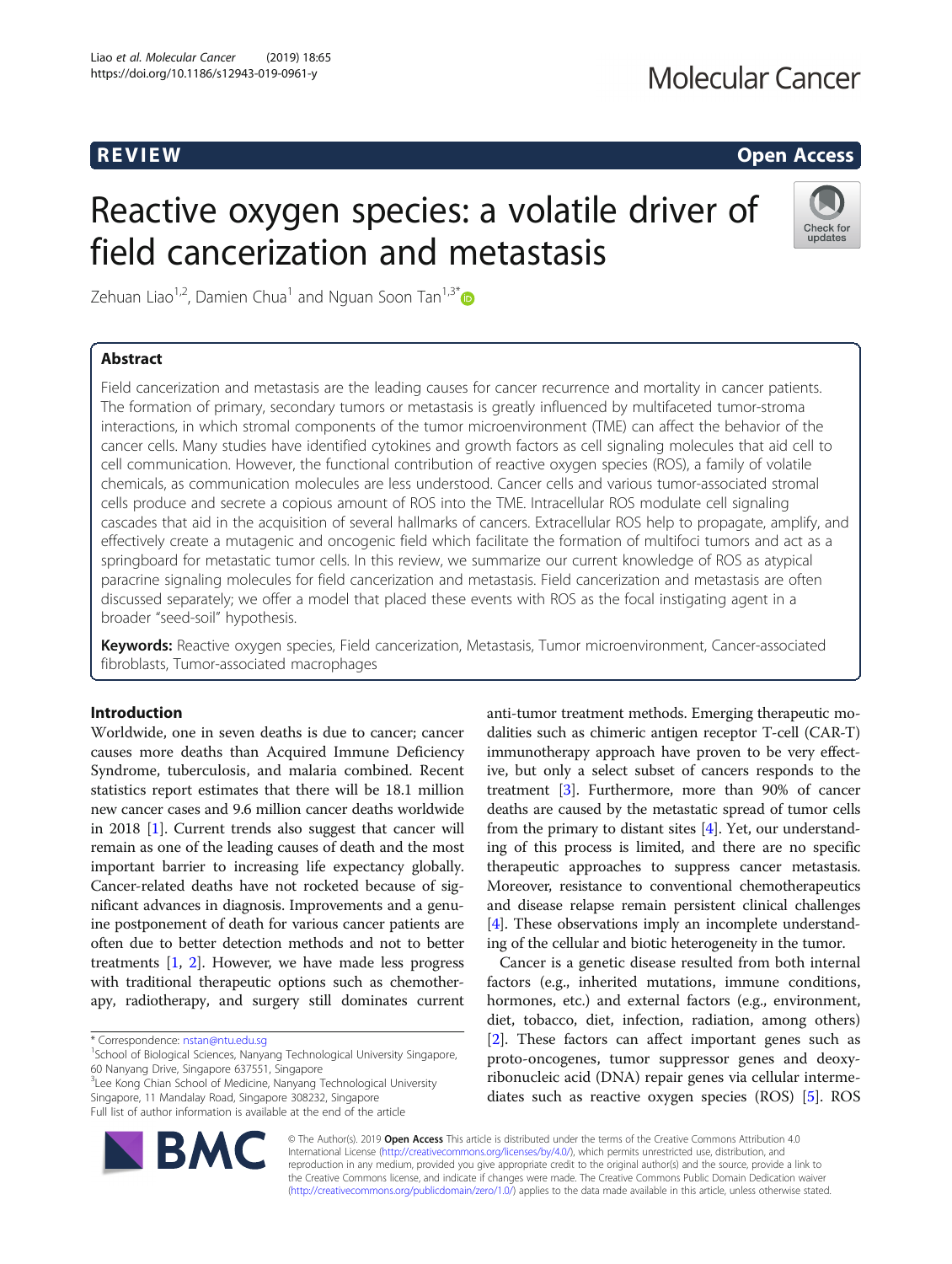REVIEW

Open Access

# Reactive oxygen species: a volatile driver of field cancerization and metastasis

Zehuan Liao[1,2], Damien Chua[1] and Nguan Soon Tan[1,3*]

## Abstract

Field cancerization and metastasis are the leading causes for cancer recurrence and mortality in cancer patients. The formation of primary, secondary tumors or metastasis is greatly influenced by multifaceted tumor-stroma interactions, in which stromal components of the tumor microenvironment (TME) can affect the behavior of the cancer cells. Many studies have identified cytokines and growth factors as cell signaling molecules that aid cell to cell communication. However, the functional contribution of reactive oxygen species (ROS), a family of volatile chemicals, as communication molecules are less understood. Cancer cells and various tumor-associated stromal cells produce and secrete a copious amount of ROS into the TME. Intracellular ROS modulate cell signaling cascades that aid in the acquisition of several hallmarks of cancers. Extracellular ROS help to propagate, amplify, and effectively create a mutagenic and oncogenic field which facilitate the formation of multifoci tumors and act as a springboard for metastatic tumor cells. In this review, we summarize our current knowledge of ROS as atypical paracrine signaling molecules for field cancerization and metastasis. Field cancerization and metastasis are often discussed separately; we offer a model that placed these events with ROS as the focal instigating agent in a broader "seed-soil" hypothesis.

**Keywords:** Reactive oxygen species, Field cancerization, Metastasis, Tumor microenvironment, Cancer-associated fibroblasts, Tumor-associated macrophages

## Introduction

Worldwide, one in seven deaths is due to cancer; cancer causes more deaths than Acquired Immune Deficiency Syndrome, tuberculosis, and malaria combined. Recent statistics report estimates that there will be 18.1 million new cancer cases and 9.6 million cancer deaths worldwide in 2018 [1]. Current trends also suggest that cancer will remain as one of the leading causes of death and the most important barrier to increasing life expectancy globally. Cancer-related deaths have not rocketed because of significant advances in diagnosis. Improvements and a genuine postponement of death for various cancer patients are often due to better detection methods and not to better treatments [1, 2]. However, we have made less progress with traditional therapeutic options such as chemotherapy, radiotherapy, and surgery still dominates current anti-tumor treatment methods. Emerging therapeutic modalities such as chimeric antigen receptor T-cell (CAR-T) immunotherapy approach have proven to be very effective, but only a select subset of cancers responds to the treatment [3]. Furthermore, more than 90% of cancer deaths are caused by the metastatic spread of tumor cells from the primary to distant sites [4]. Yet, our understanding of this process is limited, and there are no specific therapeutic approaches to suppress cancer metastasis. Moreover, resistance to conventional chemotherapeutics and disease relapse remain persistent clinical challenges [4]. These observations imply an incomplete understanding of the cellular and biotic heterogeneity in the tumor.

Cancer is a genetic disease resulted from both internal factors (e.g., inherited mutations, immune conditions, hormones, etc.) and external factors (e.g., environment, diet, tobacco, diet, infection, radiation, among others) [2]. These factors can affect important genes such as proto-oncogenes, tumor suppressor genes and deoxyribonucleic acid (DNA) repair genes via cellular intermediates such as reactive oxygen species (ROS) [5]. ROS

\* Correspondence: nstan@ntu.edu.sg
[1]School of Biological Sciences, Nanyang Technological University Singapore, 60 Nanyang Drive, Singapore 637551, Singapore
[3]Lee Kong Chian School of Medicine, Nanyang Technological University Singapore, 11 Mandalay Road, Singapore 308232, Singapore
Full list of author information is available at the end of the article

© The Author(s). 2019 **Open Access** This article is distributed under the terms of the Creative Commons Attribution 4.0 International License (http://creativecommons.org/licenses/by/4.0/), which permits unrestricted use, distribution, and reproduction in any medium, provided you give appropriate credit to the original author(s) and the source, provide a link to the Creative Commons license, and indicate if changes were made. The Creative Commons Public Domain Dedication waiver (http://creativecommons.org/publicdomain/zero/1.0/) applies to the data made available in this article, unless otherwise stated.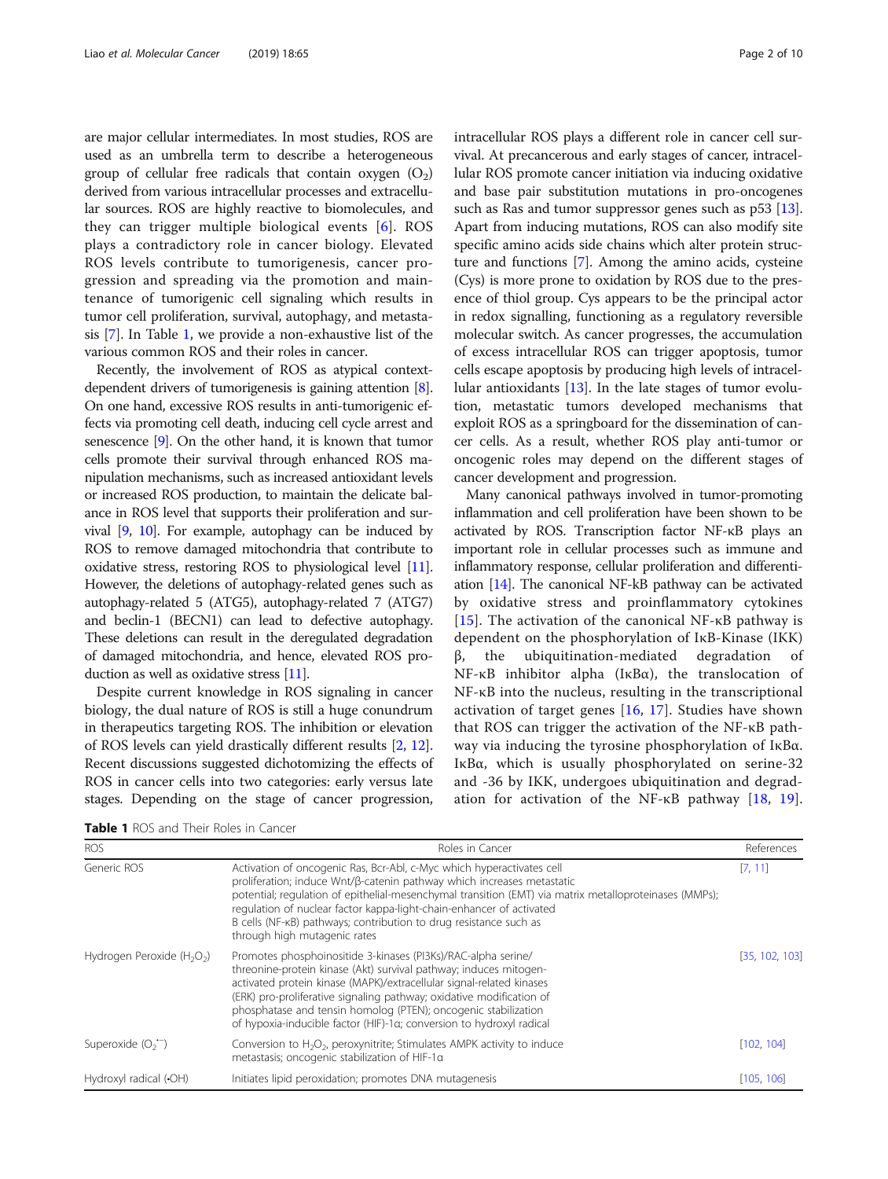are major cellular intermediates. In most studies, ROS are used as an umbrella term to describe a heterogeneous group of cellular free radicals that contain oxygen ($O_2$) derived from various intracellular processes and extracellular sources. ROS are highly reactive to biomolecules, and they can trigger multiple biological events [6]. ROS plays a contradictory role in cancer biology. Elevated ROS levels contribute to tumorigenesis, cancer progression and spreading via the promotion and maintenance of tumorigenic cell signaling which results in tumor cell proliferation, survival, autophagy, and metastasis [7]. In Table 1, we provide a non-exhaustive list of the various common ROS and their roles in cancer.

Recently, the involvement of ROS as atypical context-dependent drivers of tumorigenesis is gaining attention [8]. On one hand, excessive ROS results in anti-tumorigenic effects via promoting cell death, inducing cell cycle arrest and senescence [9]. On the other hand, it is known that tumor cells promote their survival through enhanced ROS manipulation mechanisms, such as increased antioxidant levels or increased ROS production, to maintain the delicate balance in ROS level that supports their proliferation and survival [9, 10]. For example, autophagy can be induced by ROS to remove damaged mitochondria that contribute to oxidative stress, restoring ROS to physiological level [11]. However, the deletions of autophagy-related genes such as autophagy-related 5 (ATG5), autophagy-related 7 (ATG7) and beclin-1 (BECN1) can lead to defective autophagy. These deletions can result in the deregulated degradation of damaged mitochondria, and hence, elevated ROS production as well as oxidative stress [11].

Despite current knowledge in ROS signaling in cancer biology, the dual nature of ROS is still a huge conundrum in therapeutics targeting ROS. The inhibition or elevation of ROS levels can yield drastically different results [2, 12]. Recent discussions suggested dichotomizing the effects of ROS in cancer cells into two categories: early versus late stages. Depending on the stage of cancer progression, intracellular ROS plays a different role in cancer cell survival. At precancerous and early stages of cancer, intracellular ROS promote cancer initiation via inducing oxidative and base pair substitution mutations in pro-oncogenes such as Ras and tumor suppressor genes such as p53 [13]. Apart from inducing mutations, ROS can also modify site specific amino acids side chains which alter protein structure and functions [7]. Among the amino acids, cysteine (Cys) is more prone to oxidation by ROS due to the presence of thiol group. Cys appears to be the principal actor in redox signalling, functioning as a regulatory reversible molecular switch. As cancer progresses, the accumulation of excess intracellular ROS can trigger apoptosis, tumor cells escape apoptosis by producing high levels of intracellular antioxidants [13]. In the late stages of tumor evolution, metastatic tumors developed mechanisms that exploit ROS as a springboard for the dissemination of cancer cells. As a result, whether ROS play anti-tumor or oncogenic roles may depend on the different stages of cancer development and progression.

Many canonical pathways involved in tumor-promoting inflammation and cell proliferation have been shown to be activated by ROS. Transcription factor NF-κB plays an important role in cellular processes such as immune and inflammatory response, cellular proliferation and differentiation [14]. The canonical NF-kB pathway can be activated by oxidative stress and proinflammatory cytokines [15]. The activation of the canonical NF-κB pathway is dependent on the phosphorylation of IκB-Kinase (IKK) β, the ubiquitination-mediated degradation of NF-κB inhibitor alpha (IκBα), the translocation of NF-κB into the nucleus, resulting in the transcriptional activation of target genes [16, 17]. Studies have shown that ROS can trigger the activation of the NF-κB pathway via inducing the tyrosine phosphorylation of IκBα. IκBα, which is usually phosphorylated on serine-32 and -36 by IKK, undergoes ubiquitination and degradation for activation of the NF-κB pathway [18, 19].

**Table 1** ROS and Their Roles in Cancer

| ROS | Roles in Cancer | References |
|---|---|---|
| Generic ROS | Activation of oncogenic Ras, Bcr-Abl, c-Myc which hyperactivates cell proliferation; induce Wnt/β-catenin pathway which increases metastatic potential; regulation of epithelial-mesenchymal transition (EMT) via matrix metalloproteinases (MMPs); regulation of nuclear factor kappa-light-chain-enhancer of activated B cells (NF-κB) pathways; contribution to drug resistance such as through high mutagenic rates | [7, 11] |
| Hydrogen Peroxide ($H_2O_2$) | Promotes phosphoinositide 3-kinases (PI3Ks)/RAC-alpha serine/threonine-protein kinase (Akt) survival pathway; induces mitogen-activated protein kinase (MAPK)/extracellular signal-related kinases (ERK) pro-proliferative signaling pathway; oxidative modification of phosphatase and tensin homolog (PTEN); oncogenic stabilization of hypoxia-inducible factor (HIF)-1α; conversion to hydroxyl radical | [35, 102, 103] |
| Superoxide ($O_2^{\bullet-}$) | Conversion to $H_2O_2$, peroxynitrite; Stimulates AMPK activity to induce metastasis; oncogenic stabilization of HIF-1α | [102, 104] |
| Hydroxyl radical (•OH) | Initiates lipid peroxidation; promotes DNA mutagenesis | [105, 106] |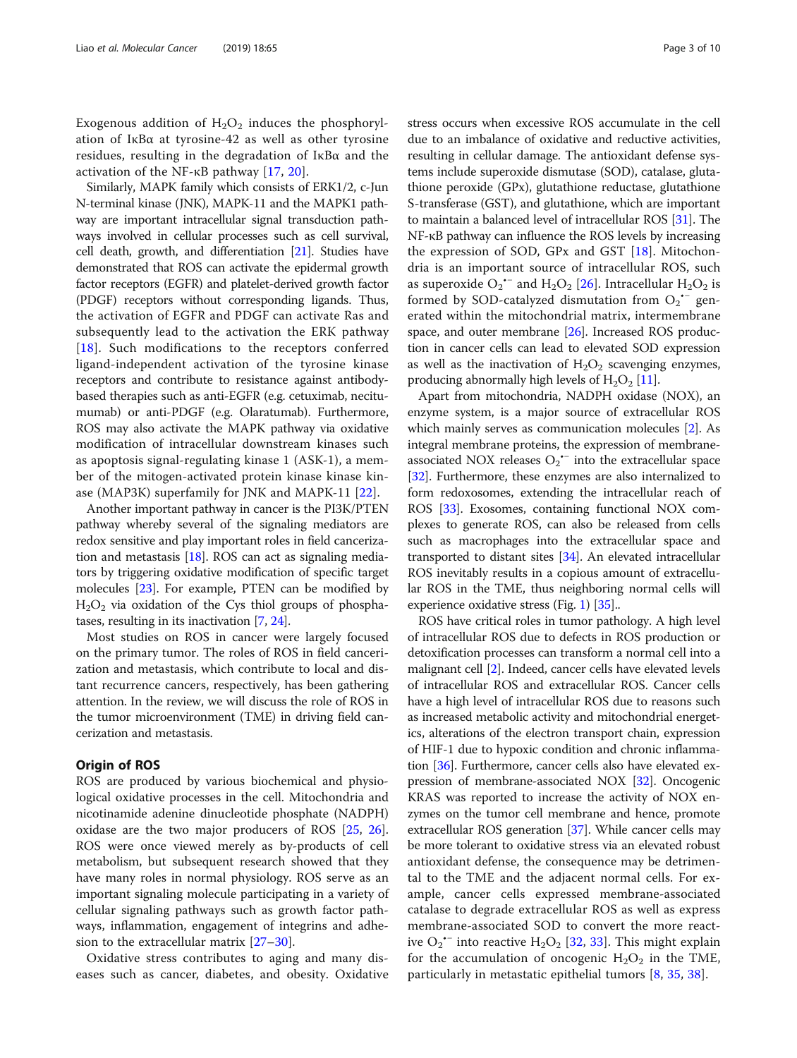Exogenous addition of $H_2O_2$ induces the phosphorylation of IκBα at tyrosine-42 as well as other tyrosine residues, resulting in the degradation of IκBα and the activation of the NF-κB pathway [17, 20].

Similarly, MAPK family which consists of ERK1/2, c-Jun N-terminal kinase (JNK), MAPK-11 and the MAPK1 pathway are important intracellular signal transduction pathways involved in cellular processes such as cell survival, cell death, growth, and differentiation [21]. Studies have demonstrated that ROS can activate the epidermal growth factor receptors (EGFR) and platelet-derived growth factor (PDGF) receptors without corresponding ligands. Thus, the activation of EGFR and PDGF can activate Ras and subsequently lead to the activation the ERK pathway [18]. Such modifications to the receptors conferred ligand-independent activation of the tyrosine kinase receptors and contribute to resistance against antibody-based therapies such as anti-EGFR (e.g. cetuximab, necitumumab) or anti-PDGF (e.g. Olaratumab). Furthermore, ROS may also activate the MAPK pathway via oxidative modification of intracellular downstream kinases such as apoptosis signal-regulating kinase 1 (ASK-1), a member of the mitogen-activated protein kinase kinase kinase (MAP3K) superfamily for JNK and MAPK-11 [22].

Another important pathway in cancer is the PI3K/PTEN pathway whereby several of the signaling mediators are redox sensitive and play important roles in field cancerization and metastasis [18]. ROS can act as signaling mediators by triggering oxidative modification of specific target molecules [23]. For example, PTEN can be modified by $H_2O_2$ via oxidation of the Cys thiol groups of phosphatases, resulting in its inactivation [7, 24].

Most studies on ROS in cancer were largely focused on the primary tumor. The roles of ROS in field cancerization and metastasis, which contribute to local and distant recurrence cancers, respectively, has been gathering attention. In the review, we will discuss the role of ROS in the tumor microenvironment (TME) in driving field cancerization and metastasis.

## Origin of ROS

ROS are produced by various biochemical and physiological oxidative processes in the cell. Mitochondria and nicotinamide adenine dinucleotide phosphate (NADPH) oxidase are the two major producers of ROS [25, 26]. ROS were once viewed merely as by-products of cell metabolism, but subsequent research showed that they have many roles in normal physiology. ROS serve as an important signaling molecule participating in a variety of cellular signaling pathways such as growth factor pathways, inflammation, engagement of integrins and adhesion to the extracellular matrix [27–30].

Oxidative stress contributes to aging and many diseases such as cancer, diabetes, and obesity. Oxidative stress occurs when excessive ROS accumulate in the cell due to an imbalance of oxidative and reductive activities, resulting in cellular damage. The antioxidant defense systems include superoxide dismutase (SOD), catalase, glutathione peroxidase (GPx), glutathione reductase, glutathione S-transferase (GST), and glutathione, which are important to maintain a balanced level of intracellular ROS [31]. The NF-κB pathway can influence the ROS levels by increasing the expression of SOD, GPx and GST [18]. Mitochondria is an important source of intracellular ROS, such as superoxide $O_2^{\bullet-}$ and $H_2O_2$ [26]. Intracellular $H_2O_2$ is formed by SOD-catalyzed dismutation from $O_2^{\bullet-}$ generated within the mitochondrial matrix, intermembrane space, and outer membrane [26]. Increased ROS production in cancer cells can lead to elevated SOD expression as well as the inactivation of $H_2O_2$ scavenging enzymes, producing abnormally high levels of $H_2O_2$ [11].

Apart from mitochondria, NADPH oxidase (NOX), an enzyme system, is a major source of extracellular ROS which mainly serves as communication molecules [2]. As integral membrane proteins, the expression of membrane-associated NOX releases $O_2^{\bullet-}$ into the extracellular space [32]. Furthermore, these enzymes are also internalized to form redoxosomes, extending the intracellular reach of ROS [33]. Exosomes, containing functional NOX complexes to generate ROS, can also be released from cells such as macrophages into the extracellular space and transported to distant sites [34]. An elevated intracellular ROS inevitably results in a copious amount of extracellular ROS in the TME, thus neighboring normal cells will experience oxidative stress (Fig. 1) [35]..

ROS have critical roles in tumor pathology. A high level of intracellular ROS due to defects in ROS production or detoxification processes can transform a normal cell into a malignant cell [2]. Indeed, cancer cells have elevated levels of intracellular ROS and extracellular ROS. Cancer cells have a high level of intracellular ROS due to reasons such as increased metabolic activity and mitochondrial energetics, alterations of the electron transport chain, expression of HIF-1 due to hypoxic condition and chronic inflammation [36]. Furthermore, cancer cells also have elevated expression of membrane-associated NOX [32]. Oncogenic KRAS was reported to increase the activity of NOX enzymes on the tumor cell membrane and hence, promote extracellular ROS generation [37]. While cancer cells may be more tolerant to oxidative stress via an elevated robust antioxidant defense, the consequence may be detrimental to the TME and the adjacent normal cells. For example, cancer cells expressed membrane-associated catalase to degrade extracellular ROS as well as express membrane-associated SOD to convert the more reactive $O_2^{\bullet-}$ into reactive $H_2O_2$ [32, 33]. This might explain for the accumulation of oncogenic $H_2O_2$ in the TME, particularly in metastatic epithelial tumors [8, 35, 38].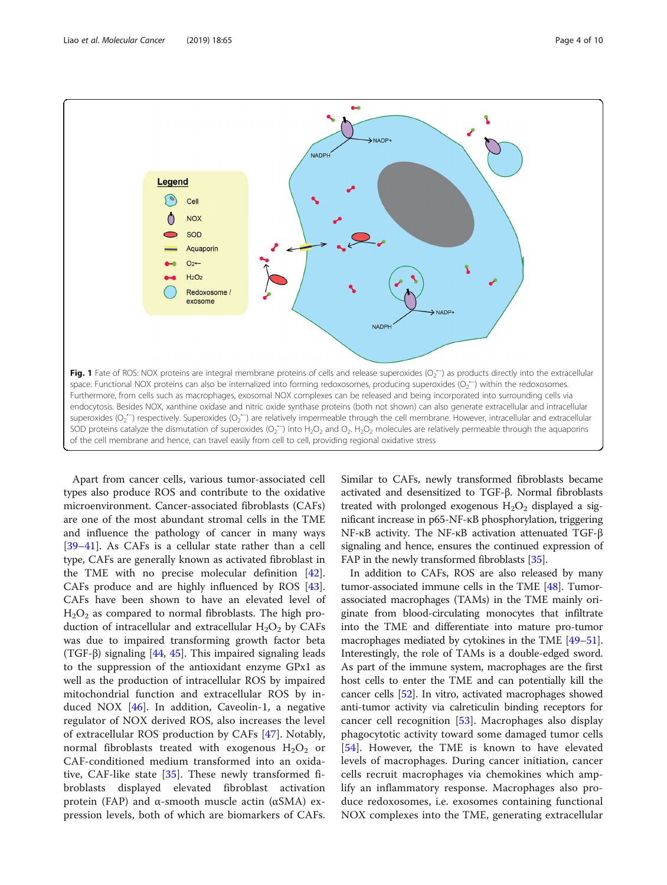**Fig. 1** Fate of ROS: NOX proteins are integral membrane proteins of cells and release superoxides ($O_2^{\cdot-}$) as products directly into the extracellular space. Functional NOX proteins can also be internalized into forming redoxosomes, producing superoxides ($O_2^{\cdot-}$) within the redoxosomes. Furthermore, from cells such as macrophages, exosomal NOX complexes can be released and being incorporated into surrounding cells via endocytosis. Besides NOX, xanthine oxidase and nitric oxide synthase proteins (both not shown) can also generate extracellular and intracellular superoxides ($O_2^{\cdot-}$) respectively. Superoxides ($O_2^{\cdot-}$) are relatively impermeable through the cell membrane. However, intracellular and extracellular SOD proteins catalyze the dismutation of superoxides ($O_2^{\cdot-}$) into $H_2O_2$ and $O_2$. $H_2O_2$ molecules are relatively permeable through the aquaporins of the cell membrane and hence, can travel easily from cell to cell, providing regional oxidative stress

Apart from cancer cells, various tumor-associated cell types also produce ROS and contribute to the oxidative microenvironment. Cancer-associated fibroblasts (CAFs) are one of the most abundant stromal cells in the TME and influence the pathology of cancer in many ways [39–41]. As CAFs is a cellular state rather than a cell type, CAFs are generally known as activated fibroblast in the TME with no precise molecular definition [42]. CAFs produce and are highly influenced by ROS [43]. CAFs have been shown to have an elevated level of $H_2O_2$ as compared to normal fibroblasts. The high production of intracellular and extracellular $H_2O_2$ by CAFs was due to impaired transforming growth factor beta (TGF-β) signaling [44, 45]. This impaired signaling leads to the suppression of the antioxidant enzyme GPx1 as well as the production of intracellular ROS by impaired mitochondrial function and extracellular ROS by induced NOX [46]. In addition, Caveolin-1, a negative regulator of NOX derived ROS, also increases the level of extracellular ROS production by CAFs [47]. Notably, normal fibroblasts treated with exogenous $H_2O_2$ or CAF-conditioned medium transformed into an oxidative, CAF-like state [35]. These newly transformed fibroblasts displayed elevated fibroblast activation protein (FAP) and α-smooth muscle actin (αSMA) expression levels, both of which are biomarkers of CAFs. Similar to CAFs, newly transformed fibroblasts became activated and desensitized to TGF-β. Normal fibroblasts treated with prolonged exogenous $H_2O_2$ displayed a significant increase in p65-NF-κB phosphorylation, triggering NF-κB activity. The NF-κB activation attenuated TGF-β signaling and hence, ensures the continued expression of FAP in the newly transformed fibroblasts [35].

In addition to CAFs, ROS are also released by many tumor-associated immune cells in the TME [48]. Tumor-associated macrophages (TAMs) in the TME mainly originate from blood-circulating monocytes that infiltrate into the TME and differentiate into mature pro-tumor macrophages mediated by cytokines in the TME [49–51]. Interestingly, the role of TAMs is a double-edged sword. As part of the immune system, macrophages are the first host cells to enter the TME and can potentially kill the cancer cells [52]. In vitro, activated macrophages showed anti-tumor activity via calreticulin binding receptors for cancer cell recognition [53]. Macrophages also display phagocytotic activity toward some damaged tumor cells [54]. However, the TME is known to have elevated levels of macrophages. During cancer initiation, cancer cells recruit macrophages via chemokines which amplify an inflammatory response. Macrophages also produce redoxosomes, i.e. exosomes containing functional NOX complexes into the TME, generating extracellular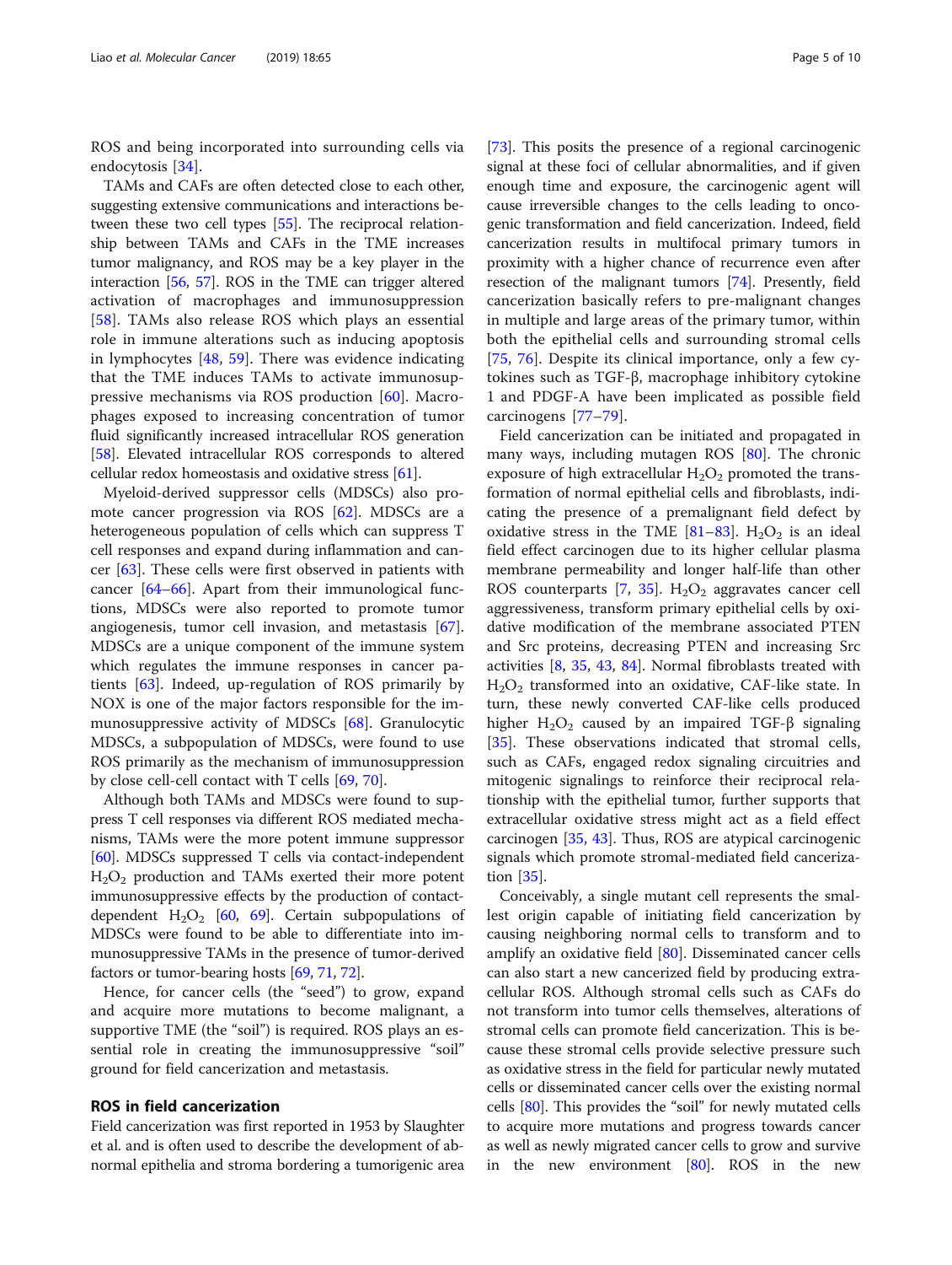ROS and being incorporated into surrounding cells via endocytosis [34].

TAMs and CAFs are often detected close to each other, suggesting extensive communications and interactions between these two cell types [55]. The reciprocal relationship between TAMs and CAFs in the TME increases tumor malignancy, and ROS may be a key player in the interaction [56, 57]. ROS in the TME can trigger altered activation of macrophages and immunosuppression [58]. TAMs also release ROS which plays an essential role in immune alterations such as inducing apoptosis in lymphocytes [48, 59]. There was evidence indicating that the TME induces TAMs to activate immunosuppressive mechanisms via ROS production [60]. Macrophages exposed to increasing concentration of tumor fluid significantly increased intracellular ROS generation [58]. Elevated intracellular ROS corresponds to altered cellular redox homeostasis and oxidative stress [61].

Myeloid-derived suppressor cells (MDSCs) also promote cancer progression via ROS [62]. MDSCs are a heterogeneous population of cells which can suppress T cell responses and expand during inflammation and cancer [63]. These cells were first observed in patients with cancer [64–66]. Apart from their immunological functions, MDSCs were also reported to promote tumor angiogenesis, tumor cell invasion, and metastasis [67]. MDSCs are a unique component of the immune system which regulates the immune responses in cancer patients [63]. Indeed, up-regulation of ROS primarily by NOX is one of the major factors responsible for the immunosuppressive activity of MDSCs [68]. Granulocytic MDSCs, a subpopulation of MDSCs, were found to use ROS primarily as the mechanism of immunosuppression by close cell-cell contact with T cells [69, 70].

Although both TAMs and MDSCs were found to suppress T cell responses via different ROS mediated mechanisms, TAMs were the more potent immune suppressor [60]. MDSCs suppressed T cells via contact-independent $H_2O_2$ production and TAMs exerted their more potent immunosuppressive effects by the production of contact-dependent $H_2O_2$ [60, 69]. Certain subpopulations of MDSCs were found to be able to differentiate into immunosuppressive TAMs in the presence of tumor-derived factors or tumor-bearing hosts [69, 71, 72].

Hence, for cancer cells (the "seed") to grow, expand and acquire more mutations to become malignant, a supportive TME (the "soil") is required. ROS plays an essential role in creating the immunosuppressive "soil" ground for field cancerization and metastasis.

## ROS in field cancerization

Field cancerization was first reported in 1953 by Slaughter et al. and is often used to describe the development of abnormal epithelia and stroma bordering a tumorigenic area [73]. This posits the presence of a regional carcinogenic signal at these foci of cellular abnormalities, and if given enough time and exposure, the carcinogenic agent will cause irreversible changes to the cells leading to oncogenic transformation and field cancerization. Indeed, field cancerization results in multifocal primary tumors in proximity with a higher chance of recurrence even after resection of the malignant tumors [74]. Presently, field cancerization basically refers to pre-malignant changes in multiple and large areas of the primary tumor, within both the epithelial cells and surrounding stromal cells [75, 76]. Despite its clinical importance, only a few cytokines such as TGF-β, macrophage inhibitory cytokine 1 and PDGF-A have been implicated as possible field carcinogens [77–79].

Field cancerization can be initiated and propagated in many ways, including mutagen ROS [80]. The chronic exposure of high extracellular $H_2O_2$ promoted the transformation of normal epithelial cells and fibroblasts, indicating the presence of a premalignant field defect by oxidative stress in the TME [81–83]. $H_2O_2$ is an ideal field effect carcinogen due to its higher cellular plasma membrane permeability and longer half-life than other ROS counterparts [7, 35]. $H_2O_2$ aggravates cancer cell aggressiveness, transform primary epithelial cells by oxidative modification of the membrane associated PTEN and Src proteins, decreasing PTEN and increasing Src activities [8, 35, 43, 84]. Normal fibroblasts treated with $H_2O_2$ transformed into an oxidative, CAF-like state. In turn, these newly converted CAF-like cells produced higher $H_2O_2$ caused by an impaired TGF-β signaling [35]. These observations indicated that stromal cells, such as CAFs, engaged redox signaling circuitries and mitogenic signalings to reinforce their reciprocal relationship with the epithelial tumor, further supports that extracellular oxidative stress might act as a field effect carcinogen [35, 43]. Thus, ROS are atypical carcinogenic signals which promote stromal-mediated field cancerization [35].

Conceivably, a single mutant cell represents the smallest origin capable of initiating field cancerization by causing neighboring normal cells to transform and to amplify an oxidative field [80]. Disseminated cancer cells can also start a new cancerized field by producing extracellular ROS. Although stromal cells such as CAFs do not transform into tumor cells themselves, alterations of stromal cells can promote field cancerization. This is because these stromal cells provide selective pressure such as oxidative stress in the field for particular newly mutated cells or disseminated cancer cells over the existing normal cells [80]. This provides the "soil" for newly mutated cells to acquire more mutations and progress towards cancer as well as newly migrated cancer cells to grow and survive in the new environment [80]. ROS in the new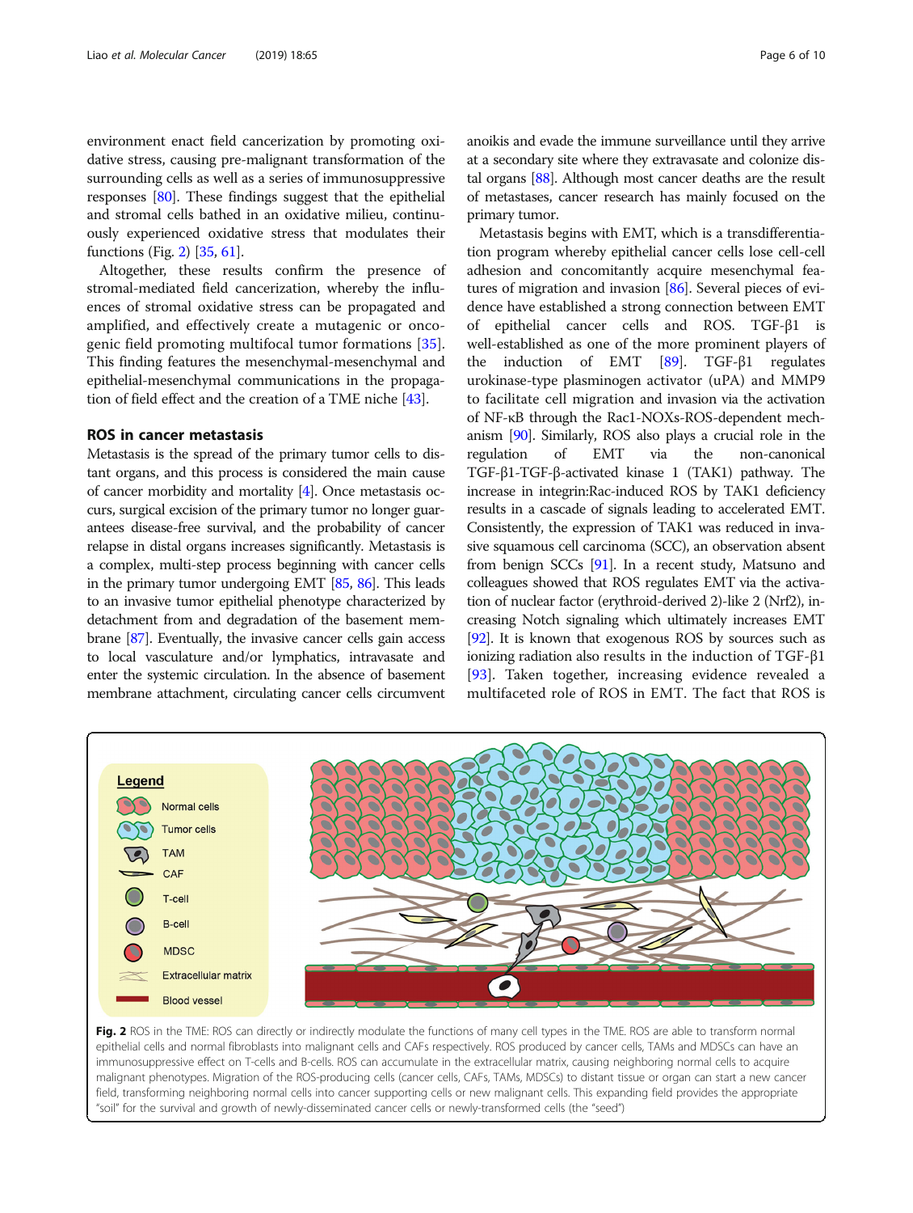environment enact field cancerization by promoting oxidative stress, causing pre-malignant transformation of the surrounding cells as well as a series of immunosuppressive responses [80]. These findings suggest that the epithelial and stromal cells bathed in an oxidative milieu, continuously experienced oxidative stress that modulates their functions (Fig. 2) [35, 61].

Altogether, these results confirm the presence of stromal-mediated field cancerization, whereby the influences of stromal oxidative stress can be propagated and amplified, and effectively create a mutagenic or oncogenic field promoting multifocal tumor formations [35]. This finding features the mesenchymal-mesenchymal and epithelial-mesenchymal communications in the propagation of field effect and the creation of a TME niche [43].

## ROS in cancer metastasis

Metastasis is the spread of the primary tumor cells to distant organs, and this process is considered the main cause of cancer morbidity and mortality [4]. Once metastasis occurs, surgical excision of the primary tumor no longer guarantees disease-free survival, and the probability of cancer relapse in distal organs increases significantly. Metastasis is a complex, multi-step process beginning with cancer cells in the primary tumor undergoing EMT [85, 86]. This leads to an invasive tumor epithelial phenotype characterized by detachment from and degradation of the basement membrane [87]. Eventually, the invasive cancer cells gain access to local vasculature and/or lymphatics, intravasate and enter the systemic circulation. In the absence of basement membrane attachment, circulating cancer cells circumvent anoikis and evade the immune surveillance until they arrive at a secondary site where they extravasate and colonize distal organs [88]. Although most cancer deaths are the result of metastases, cancer research has mainly focused on the primary tumor.

Metastasis begins with EMT, which is a transdifferentiation program whereby epithelial cancer cells lose cell-cell adhesion and concomitantly acquire mesenchymal features of migration and invasion [86]. Several pieces of evidence have established a strong connection between EMT of epithelial cancer cells and ROS. TGF-β1 is well-established as one of the more prominent players of the induction of EMT [89]. TGF-β1 regulates urokinase-type plasminogen activator (uPA) and MMP9 to facilitate cell migration and invasion via the activation of NF-κB through the Rac1-NOXs-ROS-dependent mechanism [90]. Similarly, ROS also plays a crucial role in the regulation of EMT via the non-canonical TGF-β1-TGF-β-activated kinase 1 (TAK1) pathway. The increase in integrin:Rac-induced ROS by TAK1 deficiency results in a cascade of signals leading to accelerated EMT. Consistently, the expression of TAK1 was reduced in invasive squamous cell carcinoma (SCC), an observation absent from benign SCCs [91]. In a recent study, Matsuno and colleagues showed that ROS regulates EMT via the activation of nuclear factor (erythroid-derived 2)-like 2 (Nrf2), increasing Notch signaling which ultimately increases EMT [92]. It is known that exogenous ROS by sources such as ionizing radiation also results in the induction of TGF-β1 [93]. Taken together, increasing evidence revealed a multifaceted role of ROS in EMT. The fact that ROS is

**Fig. 2** ROS in the TME: ROS can directly or indirectly modulate the functions of many cell types in the TME. ROS are able to transform normal epithelial cells and normal fibroblasts into malignant cells and CAFs respectively. ROS produced by cancer cells, TAMs and MDSCs can have an immunosuppressive effect on T-cells and B-cells. ROS can accumulate in the extracellular matrix, causing neighboring normal cells to acquire malignant phenotypes. Migration of the ROS-producing cells (cancer cells, CAFs, TAMs, MDSCs) to distant tissue or organ can start a new cancer field, transforming neighboring normal cells into cancer supporting cells or new malignant cells. This expanding field provides the appropriate "soil" for the survival and growth of newly-disseminated cancer cells or newly-transformed cells (the "seed")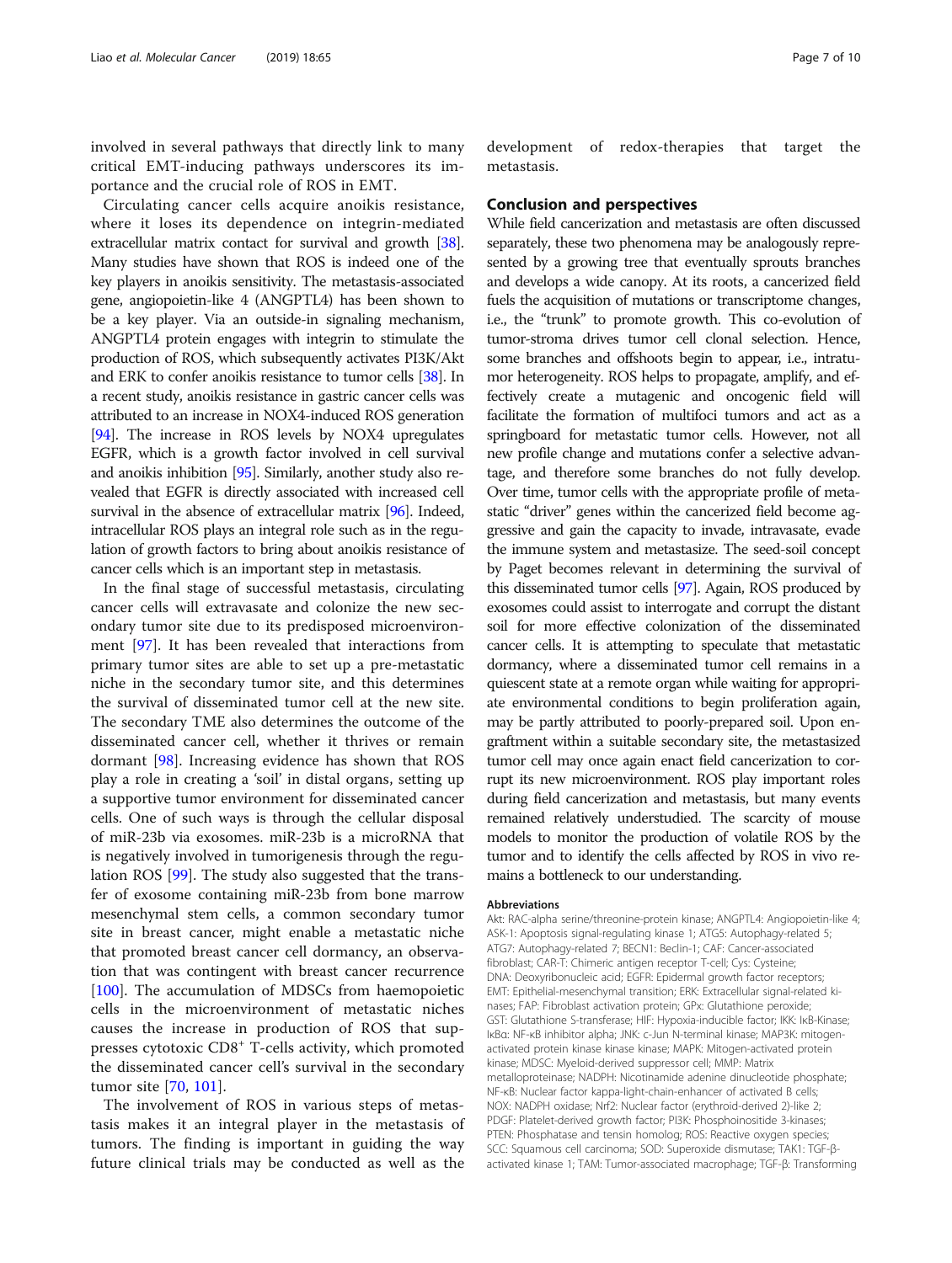involved in several pathways that directly link to many critical EMT-inducing pathways underscores its importance and the crucial role of ROS in EMT.

Circulating cancer cells acquire anoikis resistance, where it loses its dependence on integrin-mediated extracellular matrix contact for survival and growth [38]. Many studies have shown that ROS is indeed one of the key players in anoikis sensitivity. The metastasis-associated gene, angiopoietin-like 4 (ANGPTL4) has been shown to be a key player. Via an outside-in signaling mechanism, ANGPTL4 protein engages with integrin to stimulate the production of ROS, which subsequently activates PI3K/Akt and ERK to confer anoikis resistance to tumor cells [38]. In a recent study, anoikis resistance in gastric cancer cells was attributed to an increase in NOX4-induced ROS generation [94]. The increase in ROS levels by NOX4 upregulates EGFR, which is a growth factor involved in cell survival and anoikis inhibition [95]. Similarly, another study also revealed that EGFR is directly associated with increased cell survival in the absence of extracellular matrix [96]. Indeed, intracellular ROS plays an integral role such as in the regulation of growth factors to bring about anoikis resistance of cancer cells which is an important step in metastasis.

In the final stage of successful metastasis, circulating cancer cells will extravasate and colonize the new secondary tumor site due to its predisposed microenvironment [97]. It has been revealed that interactions from primary tumor sites are able to set up a pre-metastatic niche in the secondary tumor site, and this determines the survival of disseminated tumor cell at the new site. The secondary TME also determines the outcome of the disseminated cancer cell, whether it thrives or remain dormant [98]. Increasing evidence has shown that ROS play a role in creating a 'soil' in distal organs, setting up a supportive tumor environment for disseminated cancer cells. One of such ways is through the cellular disposal of miR-23b via exosomes. miR-23b is a microRNA that is negatively involved in tumorigenesis through the regulation ROS [99]. The study also suggested that the transfer of exosome containing miR-23b from bone marrow mesenchymal stem cells, a common secondary tumor site in breast cancer, might enable a metastatic niche that promoted breast cancer cell dormancy, an observation that was contingent with breast cancer recurrence [100]. The accumulation of MDSCs from haemopoietic cells in the microenvironment of metastatic niches causes the increase in production of ROS that suppresses cytotoxic $CD8^{+}$ T-cells activity, which promoted the disseminated cancer cell's survival in the secondary tumor site [70, 101].

The involvement of ROS in various steps of metastasis makes it an integral player in the metastasis of tumors. The finding is important in guiding the way future clinical trials may be conducted as well as the development of redox-therapies that target the metastasis.

## Conclusion and perspectives

While field cancerization and metastasis are often discussed separately, these two phenomena may be analogously represented by a growing tree that eventually sprouts branches and develops a wide canopy. At its roots, a cancerized field fuels the acquisition of mutations or transcriptome changes, i.e., the "trunk" to promote growth. This co-evolution of tumor-stroma drives tumor cell clonal selection. Hence, some branches and offshoots begin to appear, i.e., intratumor heterogeneity. ROS helps to propagate, amplify, and effectively create a mutagenic and oncogenic field will facilitate the formation of multifoci tumors and act as a springboard for metastatic tumor cells. However, not all new profile change and mutations confer a selective advantage, and therefore some branches do not fully develop. Over time, tumor cells with the appropriate profile of metastatic "driver" genes within the cancerized field become aggressive and gain the capacity to invade, intravasate, evade the immune system and metastasize. The seed-soil concept by Paget becomes relevant in determining the survival of this disseminated tumor cells [97]. Again, ROS produced by exosomes could assist to interrogate and corrupt the distant soil for more effective colonization of the disseminated cancer cells. It is attempting to speculate that metastatic dormancy, where a disseminated tumor cell remains in a quiescent state at a remote organ while waiting for appropriate environmental conditions to begin proliferation again, may be partly attributed to poorly-prepared soil. Upon engraftment within a suitable secondary site, the metastasized tumor cell may once again enact field cancerization to corrupt its new microenvironment. ROS play important roles during field cancerization and metastasis, but many events remained relatively understudied. The scarcity of mouse models to monitor the production of volatile ROS by the tumor and to identify the cells affected by ROS in vivo remains a bottleneck to our understanding.

#### Abbreviations

Akt: RAC-alpha serine/threonine-protein kinase; ANGPTL4: Angiopoietin-like 4; ASK-1: Apoptosis signal-regulating kinase 1; ATG5: Autophagy-related 5; ATG7: Autophagy-related 7; BECN1: Beclin-1; CAF: Cancer-associated fibroblast; CAR-T: Chimeric antigen receptor T-cell; Cys: Cysteine; DNA: Deoxyribonucleic acid; EGFR: Epidermal growth factor receptors; EMT: Epithelial-mesenchymal transition; ERK: Extracellular signal-related kinases; FAP: Fibroblast activation protein; GPx: Glutathione peroxide; GST: Glutathione S-transferase; HIF: Hypoxia-inducible factor; IKK: IκB-Kinase; IκBα: NF-κB inhibitor alpha; JNK: c-Jun N-terminal kinase; MAP3K: mitogen-activated protein kinase kinase kinase; MAPK: Mitogen-activated protein kinase; MDSC: Myeloid-derived suppressor cell; MMP: Matrix metalloproteinase; NADPH: Nicotinamide adenine dinucleotide phosphate; NF-κB: Nuclear factor kappa-light-chain-enhancer of activated B cells; NOX: NADPH oxidase; Nrf2: Nuclear factor (erythroid-derived 2)-like 2; PDGF: Platelet-derived growth factor; PI3K: Phosphoinositide 3-kinases; PTEN: Phosphatase and tensin homolog; ROS: Reactive oxygen species; SCC: Squamous cell carcinoma; SOD: Superoxide dismutase; TAK1: TGF-β-activated kinase 1; TAM: Tumor-associated macrophage; TGF-β: Transforming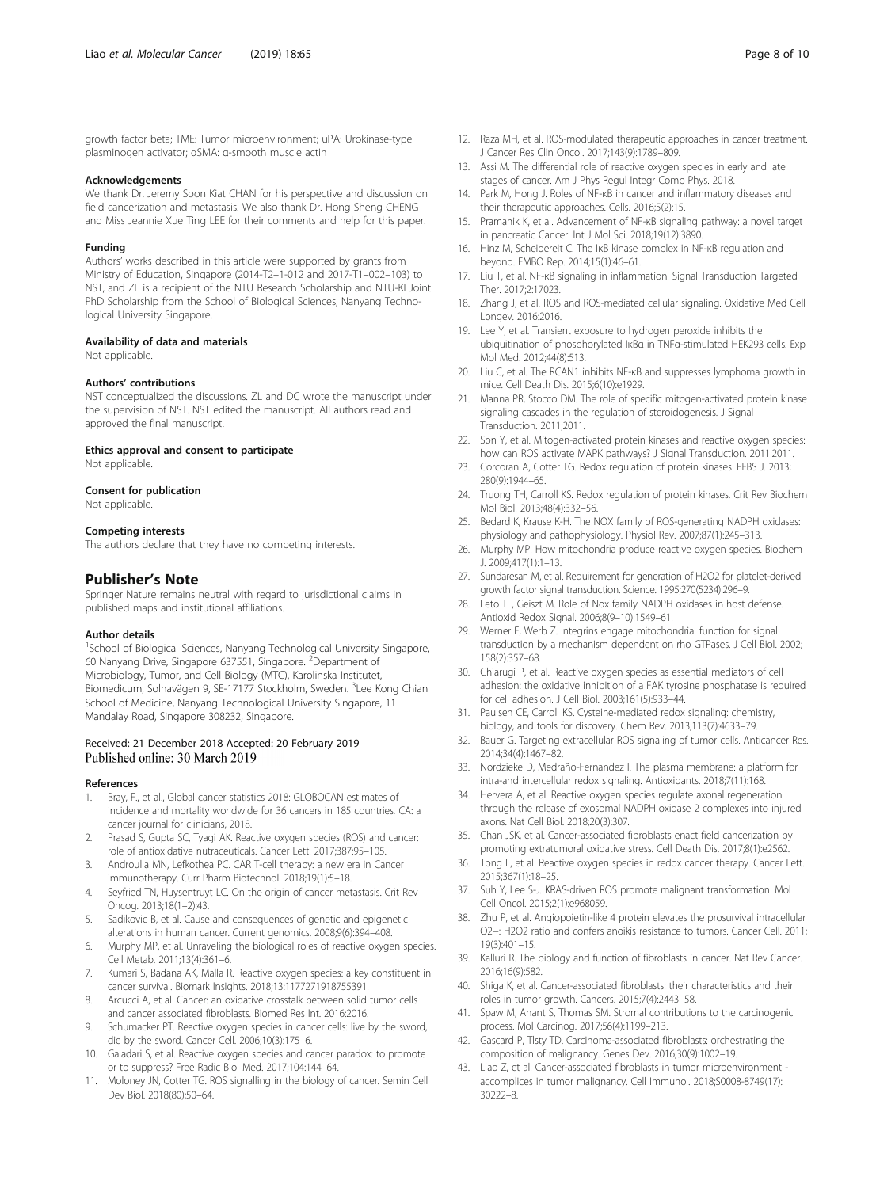growth factor beta; TME: Tumor microenvironment; uPA: Urokinase-type plasminogen activator; αSMA: α-smooth muscle actin

### Acknowledgements

We thank Dr. Jeremy Soon Kiat CHAN for his perspective and discussion on field cancerization and metastasis. We also thank Dr. Hong Sheng CHENG and Miss Jeannie Xue Ting LEE for their comments and help for this paper.

### Funding

Authors' works described in this article were supported by grants from Ministry of Education, Singapore (2014-T2–1-012 and 2017-T1–002–103) to NST, and ZL is a recipient of the NTU Research Scholarship and NTU-KI Joint PhD Scholarship from the School of Biological Sciences, Nanyang Technological University Singapore.

### Availability of data and materials

Not applicable.

### Authors' contributions

NST conceptualized the discussions. ZL and DC wrote the manuscript under the supervision of NST. NST edited the manuscript. All authors read and approved the final manuscript.

### Ethics approval and consent to participate

Not applicable.

### Consent for publication

Not applicable.

### Competing interests

The authors declare that they have no competing interests.

## Publisher's Note

Springer Nature remains neutral with regard to jurisdictional claims in published maps and institutional affiliations.

### Author details

[1]School of Biological Sciences, Nanyang Technological University Singapore, 60 Nanyang Drive, Singapore 637551, Singapore. [2]Department of Microbiology, Tumor, and Cell Biology (MTC), Karolinska Institutet, Biomedicum, Solnavägen 9, SE-17177 Stockholm, Sweden. [3]Lee Kong Chian School of Medicine, Nanyang Technological University Singapore, 11 Mandalay Road, Singapore 308232, Singapore.

Received: 21 December 2018 Accepted: 20 February 2019
Published online: 30 March 2019

### References

1. Bray, F., et al., Global cancer statistics 2018: GLOBOCAN estimates of incidence and mortality worldwide for 36 cancers in 185 countries. CA: a cancer journal for clinicians, 2018.
2. Prasad S, Gupta SC, Tyagi AK. Reactive oxygen species (ROS) and cancer: role of antioxidative nutraceuticals. Cancer Lett. 2017;387:95–105.
3. Androulla MN, Lefkothea PC. CAR T-cell therapy: a new era in Cancer immunotherapy. Curr Pharm Biotechnol. 2018;19(1):5–18.
4. Seyfried TN, Huysentruyt LC. On the origin of cancer metastasis. Crit Rev Oncog. 2013;18(1–2):43.
5. Sadikovic B, et al. Cause and consequences of genetic and epigenetic alterations in human cancer. Current genomics. 2008;9(6):394–408.
6. Murphy MP, et al. Unraveling the biological roles of reactive oxygen species. Cell Metab. 2011;13(4):361–6.
7. Kumari S, Badana AK, Malla R. Reactive oxygen species: a key constituent in cancer survival. Biomark Insights. 2018;13:1177271918755391.
8. Arcucci A, et al. Cancer: an oxidative crosstalk between solid tumor cells and cancer associated fibroblasts. Biomed Res Int. 2016:2016.
9. Schumacker PT. Reactive oxygen species in cancer cells: live by the sword, die by the sword. Cancer Cell. 2006;10(3):175–6.
10. Galadari S, et al. Reactive oxygen species and cancer paradox: to promote or to suppress? Free Radic Biol Med. 2017;104:144–64.
11. Moloney JN, Cotter TG. ROS signalling in the biology of cancer. Semin Cell Dev Biol. 2018(80);50–64.
12. Raza MH, et al. ROS-modulated therapeutic approaches in cancer treatment. J Cancer Res Clin Oncol. 2017;143(9):1789–809.
13. Assi M. The differential role of reactive oxygen species in early and late stages of cancer. Am J Phys Regul Integr Comp Phys. 2018.
14. Park M, Hong J. Roles of NF-κB in cancer and inflammatory diseases and their therapeutic approaches. Cells. 2016;5(2):15.
15. Pramanik K, et al. Advancement of NF-κB signaling pathway: a novel target in pancreatic Cancer. Int J Mol Sci. 2018;19(12):3890.
16. Hinz M, Scheidereit C. The IκB kinase complex in NF-κB regulation and beyond. EMBO Rep. 2014;15(1):46–61.
17. Liu T, et al. NF-κB signaling in inflammation. Signal Transduction Targeted Ther. 2017;2:17023.
18. Zhang J, et al. ROS and ROS-mediated cellular signaling. Oxidative Med Cell Longev. 2016:2016.
19. Lee Y, et al. Transient exposure to hydrogen peroxide inhibits the ubiquitination of phosphorylated IκBα in TNFα-stimulated HEK293 cells. Exp Mol Med. 2012;44(8):513.
20. Liu C, et al. The RCAN1 inhibits NF-κB and suppresses lymphoma growth in mice. Cell Death Dis. 2015;6(10):e1929.
21. Manna PR, Stocco DM. The role of specific mitogen-activated protein kinase signaling cascades in the regulation of steroidogenesis. J Signal Transduction. 2011;2011.
22. Son Y, et al. Mitogen-activated protein kinases and reactive oxygen species: how can ROS activate MAPK pathways? J Signal Transduction. 2011:2011.
23. Corcoran A, Cotter TG. Redox regulation of protein kinases. FEBS J. 2013; 280(9):1944–65.
24. Truong TH, Carroll KS. Redox regulation of protein kinases. Crit Rev Biochem Mol Biol. 2013;48(4):332–56.
25. Bedard K, Krause K-H. The NOX family of ROS-generating NADPH oxidases: physiology and pathophysiology. Physiol Rev. 2007;87(1):245–313.
26. Murphy MP. How mitochondria produce reactive oxygen species. Biochem J. 2009;417(1):1–13.
27. Sundaresan M, et al. Requirement for generation of H2O2 for platelet-derived growth factor signal transduction. Science. 1995;270(5234):296–9.
28. Leto TL, Geiszt M. Role of Nox family NADPH oxidases in host defense. Antioxid Redox Signal. 2006;8(9–10):1549–61.
29. Werner E, Werb Z. Integrins engage mitochondrial function for signal transduction by a mechanism dependent on rho GTPases. J Cell Biol. 2002; 158(2):357–68.
30. Chiarugi P, et al. Reactive oxygen species as essential mediators of cell adhesion: the oxidative inhibition of a FAK tyrosine phosphatase is required for cell adhesion. J Cell Biol. 2003;161(5):933–44.
31. Paulsen CE, Carroll KS. Cysteine-mediated redox signaling: chemistry, biology, and tools for discovery. Chem Rev. 2013;113(7):4633–79.
32. Bauer G. Targeting extracellular ROS signaling of tumor cells. Anticancer Res. 2014;34(4):1467–82.
33. Nordzieke D, Medraño-Fernandez I. The plasma membrane: a platform for intra-and intercellular redox signaling. Antioxidants. 2018;7(11):168.
34. Hervera A, et al. Reactive oxygen species regulate axonal regeneration through the release of exosomal NADPH oxidase 2 complexes into injured axons. Nat Cell Biol. 2018;20(3):307.
35. Chan JSK, et al. Cancer-associated fibroblasts enact field cancerization by promoting extratumoral oxidative stress. Cell Death Dis. 2017;8(1):e2562.
36. Tong L, et al. Reactive oxygen species in redox cancer therapy. Cancer Lett. 2015;367(1):18–25.
37. Suh Y, Lee S-J. KRAS-driven ROS promote malignant transformation. Mol Cell Oncol. 2015;2(1):e968059.
38. Zhu P, et al. Angiopoietin-like 4 protein elevates the prosurvival intracellular O2−: H2O2 ratio and confers anoikis resistance to tumors. Cancer Cell. 2011; 19(3):401–15.
39. Kalluri R. The biology and function of fibroblasts in cancer. Nat Rev Cancer. 2016;16(9):582.
40. Shiga K, et al. Cancer-associated fibroblasts: their characteristics and their roles in tumor growth. Cancers. 2015;7(4):2443–58.
41. Spaw M, Anant S, Thomas SM. Stromal contributions to the carcinogenic process. Mol Carcinog. 2017;56(4):1199–213.
42. Gascard P, Tlsty TD. Carcinoma-associated fibroblasts: orchestrating the composition of malignancy. Genes Dev. 2016;30(9):1002–19.
43. Liao Z, et al. Cancer-associated fibroblasts in tumor microenvironment - accomplices in tumor malignancy. Cell Immunol. 2018;S0008-8749(17): 30222–8.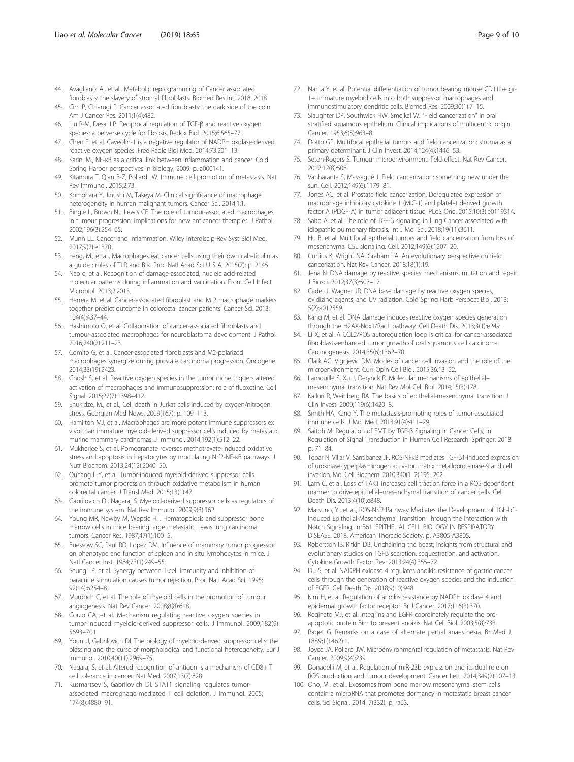44. Avagliano, A., et al., Metabolic reprogramming of Cancer associated fibroblasts: the slavery of stromal fibroblasts. Biomed Res Int, 2018. 2018.
45. Cirri P, Chiarugi P. Cancer associated fibroblasts: the dark side of the coin. Am J Cancer Res. 2011;1(4):482.
46. Liu R-M, Desai LP. Reciprocal regulation of TGF-β and reactive oxygen species: a perverse cycle for fibrosis. Redox Biol. 2015;6:565–77.
47. Chen F, et al. Caveolin-1 is a negative regulator of NADPH oxidase-derived reactive oxygen species. Free Radic Biol Med. 2014;73:201–13.
48. Karin, M., NF-κB as a critical link between inflammation and cancer. Cold Spring Harbor perspectives in biology, 2009: p. a000141.
49. Kitamura T, Qian B-Z, Pollard JW. Immune cell promotion of metastasis. Nat Rev Immunol. 2015;2:73.
50. Komohara Y, Jinushi M, Takeya M. Clinical significance of macrophage heterogeneity in human malignant tumors. Cancer Sci. 2014;1:1.
51. Bingle L, Brown NJ, Lewis CE. The role of tumour-associated macrophages in tumour progression: implications for new anticancer therapies. J Pathol. 2002;196(3):254–65.
52. Munn LL. Cancer and inflammation. Wiley Interdiscip Rev Syst Biol Med. 2017;9(2):e1370.
53. Feng, M., et al., Macrophages eat cancer cells using their own calreticulin as a guide : roles of TLR and Btk. Proc Natl Acad Sci U S A, 2015(7): p. 2145.
54. Nao e, et al. Recognition of damage-associated, nucleic acid-related molecular patterns during inflammation and vaccination. Front Cell Infect Microbiol. 2013;2:2013.
55. Herrera M, et al. Cancer-associated fibroblast and M 2 macrophage markers together predict outcome in colorectal cancer patients. Cancer Sci. 2013; 104(4):437–44.
56. Hashimoto O, et al. Collaboration of cancer-associated fibroblasts and tumour-associated macrophages for neuroblastoma development. J Pathol. 2016;240(2):211–23.
57. Comito G, et al. Cancer-associated fibroblasts and M2-polarized macrophages synergize during prostate carcinoma progression. Oncogene. 2014;33(19):2423.
58. Ghosh S, et al. Reactive oxygen species in the tumor niche triggers altered activation of macrophages and immunosuppression: role of fluoxetine. Cell Signal. 2015;27(7):1398–412.
59. Enukidze, M., et al., Cell death in Jurkat cells induced by oxygen/nitrogen stress. Georgian Med News, 2009(167): p. 109–113.
60. Hamilton MJ, et al. Macrophages are more potent immune suppressors ex vivo than immature myeloid-derived suppressor cells induced by metastatic murine mammary carcinomas. J Immunol. 2014;192(1):512–22.
61. Mukherjee S, et al. Pomegranate reverses methotrexate-induced oxidative stress and apoptosis in hepatocytes by modulating Nrf2-NF-κB pathways. J Nutr Biochem. 2013;24(12):2040–50.
62. OuYang L-Y, et al. Tumor-induced myeloid-derived suppressor cells promote tumor progression through oxidative metabolism in human colorectal cancer. J Transl Med. 2015;13(1):47.
63. Gabrilovich DI, Nagaraj S. Myeloid-derived suppressor cells as regulators of the immune system. Nat Rev Immunol. 2009;9(3):162.
64. Young MR, Newby M, Wepsic HT. Hematopoiesis and suppressor bone marrow cells in mice bearing large metastatic Lewis lung carcinoma tumors. Cancer Res. 1987;47(1):100–5.
65. Buessow SC, Paul RD, Lopez DM. Influence of mammary tumor progression on phenotype and function of spleen and in situ lymphocytes in mice. J Natl Cancer Inst. 1984;73(1):249–55.
66. Seung LP, et al. Synergy between T-cell immunity and inhibition of paracrine stimulation causes tumor rejection. Proc Natl Acad Sci. 1995; 92(14):6254–8.
67. Murdoch C, et al. The role of myeloid cells in the promotion of tumour angiogenesis. Nat Rev Cancer. 2008;8(8):618.
68. Corzo CA, et al. Mechanism regulating reactive oxygen species in tumor-induced myeloid-derived suppressor cells. J Immunol. 2009;182(9): 5693–701.
69. Youn JI, Gabrilovich DI. The biology of myeloid-derived suppressor cells: the blessing and the curse of morphological and functional heterogeneity. Eur J Immunol. 2010;40(11):2969–75.
70. Nagaraj S, et al. Altered recognition of antigen is a mechanism of CD8+ T cell tolerance in cancer. Nat Med. 2007;13(7):828.
71. Kusmartsev S, Gabrilovich DI. STAT1 signaling regulates tumor-associated macrophage-mediated T cell deletion. J Immunol. 2005; 174(8):4880–91.
72. Narita Y, et al. Potential differentiation of tumor bearing mouse CD11b+ gr-1+ immature myeloid cells into both suppressor macrophages and immunostimulatory dendritic cells. Biomed Res. 2009;30(1):7–15.
73. Slaughter DP, Southwick HW, Smejkal W. "Field cancerization" in oral stratified squamous epithelium. Clinical implications of multicentric origin. Cancer. 1953;6(5):963–8.
74. Dotto GP. Multifocal epithelial tumors and field cancerization: stroma as a primary determinant. J Clin Invest. 2014;124(4):1446–53.
75. Seton-Rogers S. Tumour microenvironment: field effect. Nat Rev Cancer. 2012;12(8):508.
76. Vanharanta S, Massagué J. Field cancerization: something new under the sun. Cell. 2012;149(6):1179–81.
77. Jones AC, et al. Prostate field cancerization: Deregulated expression of macrophage inhibitory cytokine 1 (MIC-1) and platelet derived growth factor A (PDGF-A) in tumor adjacent tissue. PLoS One. 2015;10(3):e0119314.
78. Saito A, et al. The role of TGF-β signaling in lung Cancer associated with idiopathic pulmonary fibrosis. Int J Mol Sci. 2018;19(11):3611.
79. Hu B, et al. Multifocal epithelial tumors and field cancerization from loss of mesenchymal CSL signaling. Cell. 2012;149(6):1207–20.
80. Curtius K, Wright NA, Graham TA. An evolutionary perspective on field cancerization. Nat Rev Cancer. 2018;18(1):19.
81. Jena N. DNA damage by reactive species: mechanisms, mutation and repair. J Biosci. 2012;37(3):503–17.
82. Cadet J, Wagner JR. DNA base damage by reactive oxygen species, oxidizing agents, and UV radiation. Cold Spring Harb Perspect Biol. 2013; 5(2):a012559.
83. Kang M, et al. DNA damage induces reactive oxygen species generation through the H2AX-Nox1/Rac1 pathway. Cell Death Dis. 2013;3(1):e249.
84. Li X, et al. A CCL2/ROS autoregulation loop is critical for cancer-associated fibroblasts-enhanced tumor growth of oral squamous cell carcinoma. Carcinogenesis. 2014;35(6):1362–70.
85. Clark AG, Vignjevic DM. Modes of cancer cell invasion and the role of the microenvironment. Curr Opin Cell Biol. 2015;36:13–22.
86. Lamouille S, Xu J, Derynck R. Molecular mechanisms of epithelial–mesenchymal transition. Nat Rev Mol Cell Biol. 2014;15(3):178.
87. Kalluri R, Weinberg RA. The basics of epithelial-mesenchymal transition. J Clin Invest. 2009;119(6):1420–8.
88. Smith HA, Kang Y. The metastasis-promoting roles of tumor-associated immune cells. J Mol Med. 2013;91(4):411–29.
89. Saitoh M. Regulation of EMT by TGF-β Signaling in Cancer Cells, in Regulation of Signal Transduction in Human Cell Research: Springer; 2018. p. 71–84.
90. Tobar N, Villar V, Santibanez JF. ROS-NFκB mediates TGF-β1-induced expression of urokinase-type plasminogen activator, matrix metalloproteinase-9 and cell invasion. Mol Cell Biochem. 2010;340(1–2):195–202.
91. Lam C, et al. Loss of TAK1 increases cell traction force in a ROS-dependent manner to drive epithelial–mesenchymal transition of cancer cells. Cell Death Dis. 2013;4(10):e848.
92. Matsuno, Y., et al., ROS-Nrf2 Pathway Mediates the Development of TGF-b1-Induced Epithelial-Mesenchymal Transition Through the Interaction with Notch Signaling, in B61. EPITHELIAL CELL BIOLOGY IN RESPIRATORY DISEASE. 2018, American Thoracic Society. p. A3805-A3805.
93. Robertson IB, Rifkin DB. Unchaining the beast; insights from structural and evolutionary studies on TGFβ secretion, sequestration, and activation. Cytokine Growth Factor Rev. 2013;24(4):355–72.
94. Du S, et al. NADPH oxidase 4 regulates anoikis resistance of gastric cancer cells through the generation of reactive oxygen species and the induction of EGFR. Cell Death Dis. 2018;9(10):948.
95. Kim H, et al. Regulation of anoikis resistance by NADPH oxidase 4 and epidermal growth factor receptor. Br J Cancer. 2017;116(3):370.
96. Reginato MJ, et al. Integrins and EGFR coordinately regulate the pro-apoptotic protein Bim to prevent anoikis. Nat Cell Biol. 2003;5(8):733.
97. Paget G. Remarks on a case of alternate partial anaesthesia. Br Med J. 1889;1(1462):1.
98. Joyce JA, Pollard JW. Microenvironmental regulation of metastasis. Nat Rev Cancer. 2009;9(4):239.
99. Donadelli M, et al. Regulation of miR-23b expression and its dual role on ROS production and tumour development. Cancer Lett. 2014;349(2):107–13.
100. Ono, M., et al., Exosomes from bone marrow mesenchymal stem cells contain a microRNA that promotes dormancy in metastatic breast cancer cells. Sci Signal, 2014. 7(332): p. ra63.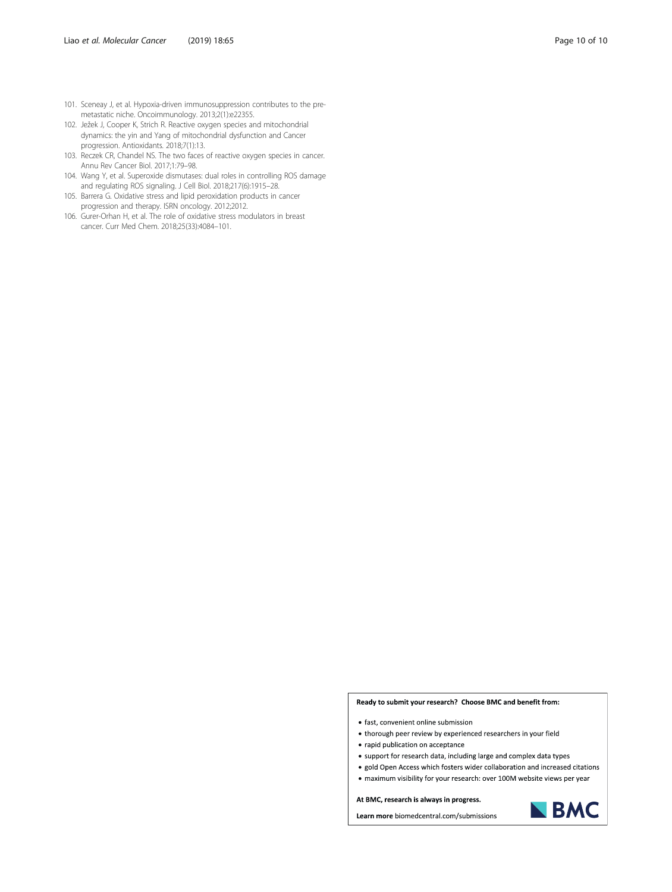101. Sceneay J, et al. Hypoxia-driven immunosuppression contributes to the pre-metastatic niche. Oncoimmunology. 2013;2(1):e22355.
102. Ježek J, Cooper K, Strich R. Reactive oxygen species and mitochondrial dynamics: the yin and Yang of mitochondrial dysfunction and Cancer progression. Antioxidants. 2018;7(1):13.
103. Reczek CR, Chandel NS. The two faces of reactive oxygen species in cancer. Annu Rev Cancer Biol. 2017;1:79–98.
104. Wang Y, et al. Superoxide dismutases: dual roles in controlling ROS damage and regulating ROS signaling. J Cell Biol. 2018;217(6):1915–28.
105. Barrera G. Oxidative stress and lipid peroxidation products in cancer progression and therapy. ISRN oncology. 2012;2012.
106. Gurer-Orhan H, et al. The role of oxidative stress modulators in breast cancer. Curr Med Chem. 2018;25(33):4084–101.

**Ready to submit your research? Choose BMC and benefit from:**

- fast, convenient online submission
- thorough peer review by experienced researchers in your field
- rapid publication on acceptance
- support for research data, including large and complex data types
- gold Open Access which fosters wider collaboration and increased citations
- maximum visibility for your research: over 100M website views per year

**At BMC, research is always in progress.**

**Learn more** biomedcentral.com/submissions

BMC